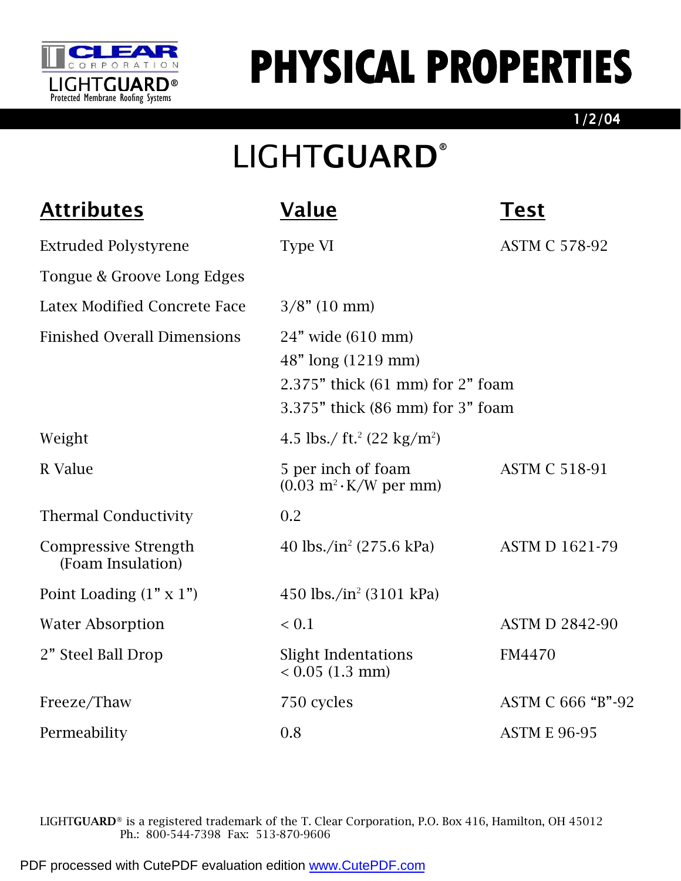# PHYSICAL PROPERTIES

1/2/04

## LIGHTGUARD®

| Attributes | Value | Test |
| --- | --- | --- |
| Extruded Polystyrene | Type VI | ASTM C 578-92 |
| Tongue & Groove Long Edges | | |
| Latex Modified Concrete Face | 3/8" (10 mm) | |
| Finished Overall Dimensions | 24" wide (610 mm)<br>48" long (1219 mm)<br>2.375" thick (61 mm) for 2" foam<br>3.375" thick (86 mm) for 3" foam | |
| Weight | 4.5 lbs./ ft.$^2$ (22 kg/m$^2$) | |
| R Value | 5 per inch of foam<br>(0.03 m$^2$·K/W per mm) | ASTM C 518-91 |
| Thermal Conductivity | 0.2 | |
| Compressive Strength (Foam Insulation) | 40 lbs./in$^2$ (275.6 kPa) | ASTM D 1621-79 |
| Point Loading (1" x 1") | 450 lbs./in$^2$ (3101 kPa) | |
| Water Absorption | < 0.1 | ASTM D 2842-90 |
| 2" Steel Ball Drop | Slight Indentations<br>< 0.05 (1.3 mm) | FM4470 |
| Freeze/Thaw | 750 cycles | ASTM C 666 "B"-92 |
| Permeability | 0.8 | ASTM E 96-95 |

LIGHT**GUARD**® is a registered trademark of the T. Clear Corporation, P.O. Box 416, Hamilton, OH 45012
Ph.: 800-544-7398 Fax: 513-870-9606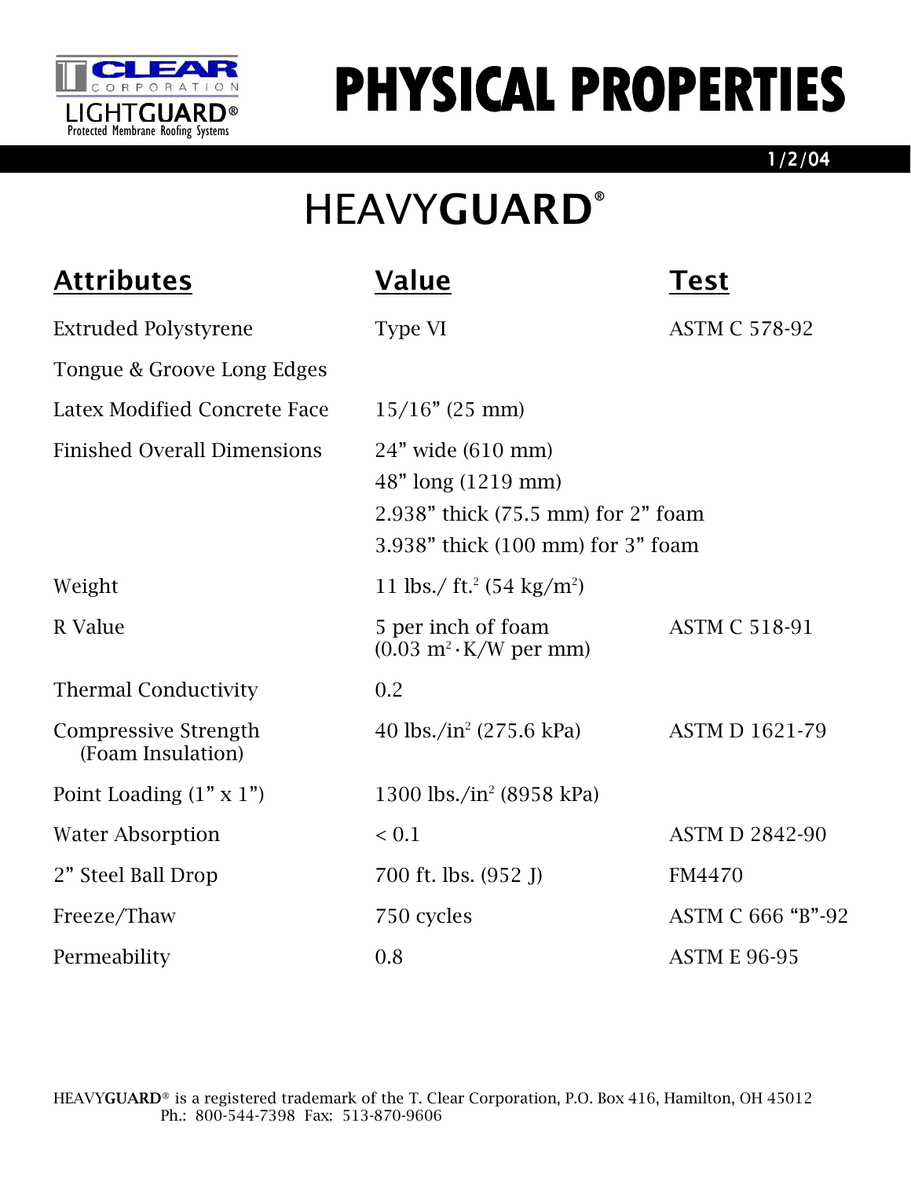CLEAR CORPORATION
LIGHTGUARD®
Protected Membrane Roofing Systems

# PHYSICAL PROPERTIES

1/2/04

## HEAVY**GUARD**®

| Attributes | Value | Test |
|---|---|---|
| Extruded Polystyrene | Type VI | ASTM C 578-92 |
| Tongue & Groove Long Edges | | |
| Latex Modified Concrete Face | 15/16" (25 mm) | |
| Finished Overall Dimensions | 24" wide (610 mm)<br>48" long (1219 mm)<br>2.938" thick (75.5 mm) for 2" foam<br>3.938" thick (100 mm) for 3" foam | |
| Weight | 11 lbs./ $ft.^2$ (54 $kg/m^2$) | |
| R Value | 5 per inch of foam<br>(0.03 $m^2 \cdot K/W$ per mm) | ASTM C 518-91 |
| Thermal Conductivity | 0.2 | |
| Compressive Strength (Foam Insulation) | 40 lbs./$in^2$ (275.6 kPa) | ASTM D 1621-79 |
| Point Loading (1" x 1") | 1300 lbs./$in^2$ (8958 kPa) | |
| Water Absorption | < 0.1 | ASTM D 2842-90 |
| 2" Steel Ball Drop | 700 ft. lbs. (952 J) | FM4470 |
| Freeze/Thaw | 750 cycles | ASTM C 666 "B"-92 |
| Permeability | 0.8 | ASTM E 96-95 |

HEAVY**GUARD**® is a registered trademark of the T. Clear Corporation, P.O. Box 416, Hamilton, OH 45012
Ph.: 800-544-7398 Fax: 513-870-9606